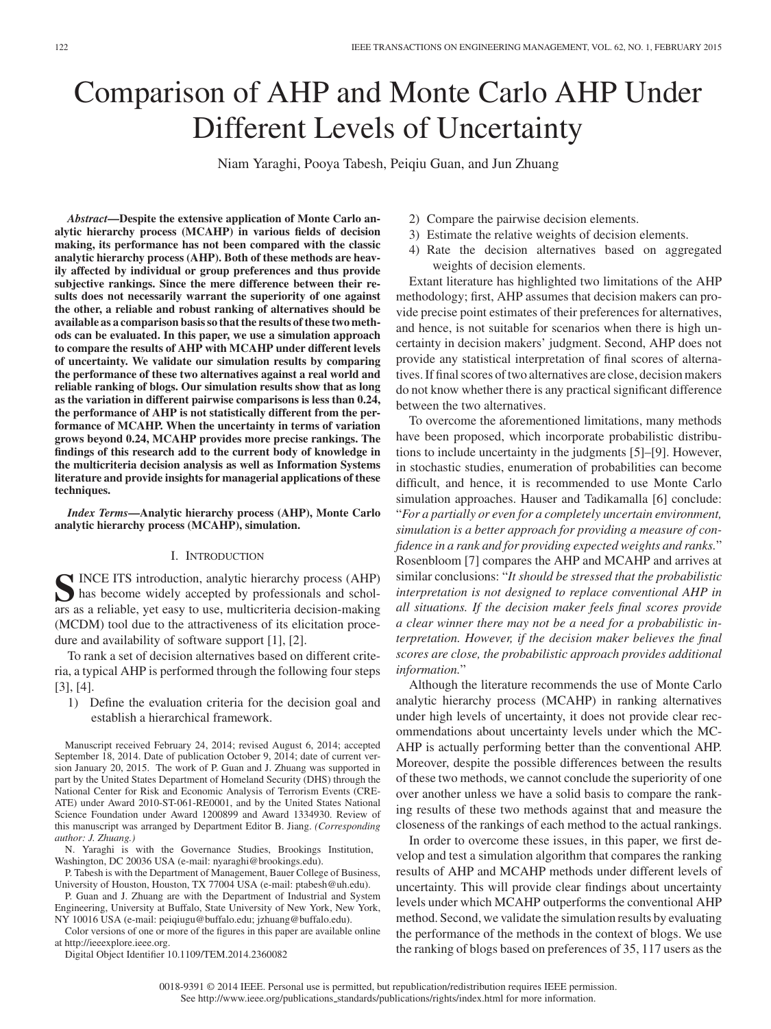# Comparison of AHP and Monte Carlo AHP Under Different Levels of Uncertainty

Niam Yaraghi, Pooya Tabesh, Peiqiu Guan, and Jun Zhuang

***Abstract*—Despite the extensive application of Monte Carlo analytic hierarchy process (MCAHP) in various fields of decision making, its performance has not been compared with the classic analytic hierarchy process (AHP). Both of these methods are heavily affected by individual or group preferences and thus provide subjective rankings. Since the mere difference between their results does not necessarily warrant the superiority of one against the other, a reliable and robust ranking of alternatives should be available as a comparison basis so that the results of these two methods can be evaluated. In this paper, we use a simulation approach to compare the results of AHP with MCAHP under different levels of uncertainty. We validate our simulation results by comparing the performance of these two alternatives against a real world and reliable ranking of blogs. Our simulation results show that as long as the variation in different pairwise comparisons is less than 0.24, the performance of AHP is not statistically different from the performance of MCAHP. When the uncertainty in terms of variation grows beyond 0.24, MCAHP provides more precise rankings. The findings of this research add to the current body of knowledge in the multicriteria decision analysis as well as Information Systems literature and provide insights for managerial applications of these techniques.**

***Index Terms*—Analytic hierarchy process (AHP), Monte Carlo analytic hierarchy process (MCAHP), simulation.**

## I. Introduction

SINCE ITS introduction, analytic hierarchy process (AHP) has become widely accepted by professionals and scholars as a reliable, yet easy to use, multicriteria decision-making (MCDM) tool due to the attractiveness of its elicitation procedure and availability of software support [1], [2].

To rank a set of decision alternatives based on different criteria, a typical AHP is performed through the following four steps [3], [4].

1) Define the evaluation criteria for the decision goal and establish a hierarchical framework.
2) Compare the pairwise decision elements.
3) Estimate the relative weights of decision elements.
4) Rate the decision alternatives based on aggregated weights of decision elements.

Extant literature has highlighted two limitations of the AHP methodology; first, AHP assumes that decision makers can provide precise point estimates of their preferences for alternatives, and hence, is not suitable for scenarios when there is high uncertainty in decision makers' judgment. Second, AHP does not provide any statistical interpretation of final scores of alternatives. If final scores of two alternatives are close, decision makers do not know whether there is any practical significant difference between the two alternatives.

To overcome the aforementioned limitations, many methods have been proposed, which incorporate probabilistic distributions to include uncertainty in the judgments [5]–[9]. However, in stochastic studies, enumeration of probabilities can become difficult, and hence, it is recommended to use Monte Carlo simulation approaches. Hauser and Tadikamalla [6] conclude: "*For a partially or even for a completely uncertain environment, simulation is a better approach for providing a measure of confidence in a rank and for providing expected weights and ranks.*" Rosenbloom [7] compares the AHP and MCAHP and arrives at similar conclusions: "*It should be stressed that the probabilistic interpretation is not designed to replace conventional AHP in all situations. If the decision maker feels final scores provide a clear winner there may not be a need for a probabilistic interpretation. However, if the decision maker believes the final scores are close, the probabilistic approach provides additional information.*"

Although the literature recommends the use of Monte Carlo analytic hierarchy process (MCAHP) in ranking alternatives under high levels of uncertainty, it does not provide clear recommendations about uncertainty levels under which the MCAHP is actually performing better than the conventional AHP. Moreover, despite the possible differences between the results of these two methods, we cannot conclude the superiority of one over another unless we have a solid basis to compare the ranking results of these two methods against that and measure the closeness of the rankings of each method to the actual rankings.

In order to overcome these issues, in this paper, we first develop and test a simulation algorithm that compares the ranking results of AHP and MCAHP methods under different levels of uncertainty. This will provide clear findings about uncertainty levels under which MCAHP outperforms the conventional AHP method. Second, we validate the simulation results by evaluating the performance of the methods in the context of blogs. We use the ranking of blogs based on preferences of 35, 117 users as the

Manuscript received February 24, 2014; revised August 6, 2014; accepted September 18, 2014. Date of publication October 9, 2014; date of current version January 20, 2015. The work of P. Guan and J. Zhuang was supported in part by the United States Department of Homeland Security (DHS) through the National Center for Risk and Economic Analysis of Terrorism Events (CREATE) under Award 2010-ST-061-RE0001, and by the United States National Science Foundation under Award 1200899 and Award 1334930. Review of this manuscript was arranged by Department Editor B. Jiang. *(Corresponding author: J. Zhuang.)*

N. Yaraghi is with the Governance Studies, Brookings Institution, Washington, DC 20036 USA (e-mail: nyaraghi@brookings.edu).

P. Tabesh is with the Department of Management, Bauer College of Business, University of Houston, Houston, TX 77004 USA (e-mail: ptabesh@uh.edu).

P. Guan and J. Zhuang are with the Department of Industrial and System Engineering, University at Buffalo, State University of New York, New York, NY 10016 USA (e-mail: peiqiugu@buffalo.edu; jzhuang@buffalo.edu).

Color versions of one or more of the figures in this paper are available online at http://ieeexplore.ieee.org.

Digital Object Identifier 10.1109/TEM.2014.2360082

0018-9391 © 2014 IEEE. Personal use is permitted, but republication/redistribution requires IEEE permission. See http://www.ieee.org/publications_standards/publications/rights/index.html for more information.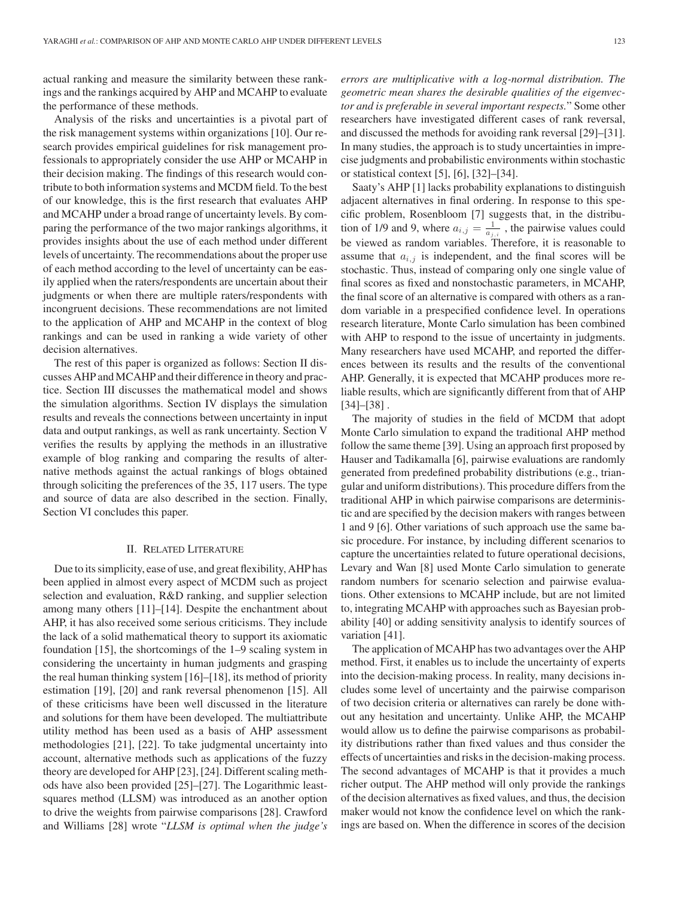actual ranking and measure the similarity between these rankings and the rankings acquired by AHP and MCAHP to evaluate the performance of these methods.

Analysis of the risks and uncertainties is a pivotal part of the risk management systems within organizations [10]. Our research provides empirical guidelines for risk management professionals to appropriately consider the use AHP or MCAHP in their decision making. The findings of this research would contribute to both information systems and MCDM field. To the best of our knowledge, this is the first research that evaluates AHP and MCAHP under a broad range of uncertainty levels. By comparing the performance of the two major rankings algorithms, it provides insights about the use of each method under different levels of uncertainty. The recommendations about the proper use of each method according to the level of uncertainty can be easily applied when the raters/respondents are uncertain about their judgments or when there are multiple raters/respondents with incongruent decisions. These recommendations are not limited to the application of AHP and MCAHP in the context of blog rankings and can be used in ranking a wide variety of other decision alternatives.

The rest of this paper is organized as follows: Section II discusses AHP and MCAHP and their difference in theory and practice. Section III discusses the mathematical model and shows the simulation algorithms. Section IV displays the simulation results and reveals the connections between uncertainty in input data and output rankings, as well as rank uncertainty. Section V verifies the results by applying the methods in an illustrative example of blog ranking and comparing the results of alternative methods against the actual rankings of blogs obtained through soliciting the preferences of the 35, 117 users. The type and source of data are also described in the section. Finally, Section VI concludes this paper.

## II. Related Literature

Due to its simplicity, ease of use, and great flexibility, AHP has been applied in almost every aspect of MCDM such as project selection and evaluation, R&D ranking, and supplier selection among many others [11]–[14]. Despite the enchantment about AHP, it has also received some serious criticisms. They include the lack of a solid mathematical theory to support its axiomatic foundation [15], the shortcomings of the 1–9 scaling system in considering the uncertainty in human judgments and grasping the real human thinking system [16]–[18], its method of priority estimation [19], [20] and rank reversal phenomenon [15]. All of these criticisms have been well discussed in the literature and solutions for them have been developed. The multiattribute utility method has been used as a basis of AHP assessment methodologies [21], [22]. To take judgmental uncertainty into account, alternative methods such as applications of the fuzzy theory are developed for AHP [23], [24]. Different scaling methods have also been provided [25]–[27]. The Logarithmic least-squares method (LLSM) was introduced as an another option to drive the weights from pairwise comparisons [28]. Crawford and Williams [28] wrote "*LLSM is optimal when the judge's errors are multiplicative with a log-normal distribution. The geometric mean shares the desirable qualities of the eigenvector and is preferable in several important respects.*" Some other researchers have investigated different cases of rank reversal, and discussed the methods for avoiding rank reversal [29]–[31]. In many studies, the approach is to study uncertainties in imprecise judgments and probabilistic environments within stochastic or statistical context [5], [6], [32]–[34].

Saaty's AHP [1] lacks probability explanations to distinguish adjacent alternatives in final ordering. In response to this specific problem, Rosenbloom [7] suggests that, in the distribution of 1/9 and 9, where $a_{i,j} = \frac{1}{a_{j,i}}$ , the pairwise values could be viewed as random variables. Therefore, it is reasonable to assume that $a_{i,j}$ is independent, and the final scores will be stochastic. Thus, instead of comparing only one single value of final scores as fixed and nonstochastic parameters, in MCAHP, the final score of an alternative is compared with others as a random variable in a prespecified confidence level. In operations research literature, Monte Carlo simulation has been combined with AHP to respond to the issue of uncertainty in judgments. Many researchers have used MCAHP, and reported the differences between its results and the results of the conventional AHP. Generally, it is expected that MCAHP produces more reliable results, which are significantly different from that of AHP [34]–[38] .

The majority of studies in the field of MCDM that adopt Monte Carlo simulation to expand the traditional AHP method follow the same theme [39]. Using an approach first proposed by Hauser and Tadikamalla [6], pairwise evaluations are randomly generated from predefined probability distributions (e.g., triangular and uniform distributions). This procedure differs from the traditional AHP in which pairwise comparisons are deterministic and are specified by the decision makers with ranges between 1 and 9 [6]. Other variations of such approach use the same basic procedure. For instance, by including different scenarios to capture the uncertainties related to future operational decisions, Levary and Wan [8] used Monte Carlo simulation to generate random numbers for scenario selection and pairwise evaluations. Other extensions to MCAHP include, but are not limited to, integrating MCAHP with approaches such as Bayesian probability [40] or adding sensitivity analysis to identify sources of variation [41].

The application of MCAHP has two advantages over the AHP method. First, it enables us to include the uncertainty of experts into the decision-making process. In reality, many decisions includes some level of uncertainty and the pairwise comparison of two decision criteria or alternatives can rarely be done without any hesitation and uncertainty. Unlike AHP, the MCAHP would allow us to define the pairwise comparisons as probability distributions rather than fixed values and thus consider the effects of uncertainties and risks in the decision-making process. The second advantages of MCAHP is that it provides a much richer output. The AHP method will only provide the rankings of the decision alternatives as fixed values, and thus, the decision maker would not know the confidence level on which the rankings are based on. When the difference in scores of the decision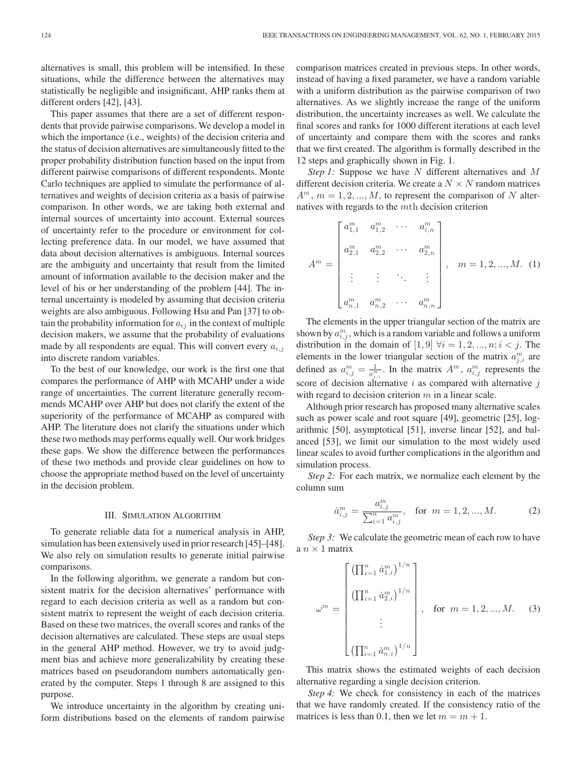alternatives is small, this problem will be intensified. In these situations, while the difference between the alternatives may statistically be negligible and insignificant, AHP ranks them at different orders [42], [43].

This paper assumes that there are a set of different respondents that provide pairwise comparisons. We develop a model in which the importance (i.e., weights) of the decision criteria and the status of decision alternatives are simultaneously fitted to the proper probability distribution function based on the input from different pairwise comparisons of different respondents. Monte Carlo techniques are applied to simulate the performance of alternatives and weights of decision criteria as a basis of pairwise comparison. In other words, we are taking both external and internal sources of uncertainty into account. External sources of uncertainty refer to the procedure or environment for collecting preference data. In our model, we have assumed that data about decision alternatives is ambiguous. Internal sources are the ambiguity and uncertainty that result from the limited amount of information available to the decision maker and the level of his or her understanding of the problem [44]. The internal uncertainty is modeled by assuming that decision criteria weights are also ambiguous. Following Hsu and Pan [37] to obtain the probability information for $a_{ij}$ in the context of multiple decision makers, we assume that the probability of evaluations made by all respondents are equal. This will convert every $a_{i,j}$ into discrete random variables.

To the best of our knowledge, our work is the first one that compares the performance of AHP with MCAHP under a wide range of uncertainties. The current literature generally recommends MCAHP over AHP but does not clarify the extent of the superiority of the performance of MCAHP as compared with AHP. The literature does not clarify the situations under which these two methods may performs equally well. Our work bridges these gaps. We show the difference between the performances of these two methods and provide clear guidelines on how to choose the appropriate method based on the level of uncertainty in the decision problem.

## III. Simulation Algorithm

To generate reliable data for a numerical analysis in AHP, simulation has been extensively used in prior research [45]–[48]. We also rely on simulation results to generate initial pairwise comparisons.

In the following algorithm, we generate a random but consistent matrix for the decision alternatives' performance with regard to each decision criteria as well as a random but consistent matrix to represent the weight of each decision criteria. Based on these two matrices, the overall scores and ranks of the decision alternatives are calculated. These steps are usual steps in the general AHP method. However, we try to avoid judgment bias and achieve more generalizability by creating these matrices based on pseudorandom numbers automatically generated by the computer. Steps 1 through 8 are assigned to this purpose.

We introduce uncertainty in the algorithm by creating uniform distributions based on the elements of random pairwise comparison matrices created in previous steps. In other words, instead of having a fixed parameter, we have a random variable with a uniform distribution as the pairwise comparison of two alternatives. As we slightly increase the range of the uniform distribution, the uncertainty increases as well. We calculate the final scores and ranks for 1000 different iterations at each level of uncertainty and compare them with the scores and ranks that we first created. The algorithm is formally described in the 12 steps and graphically shown in Fig. 1.

*Step 1:* Suppose we have $N$ different alternatives and $M$ different decision criteria. We create a $N \times N$ random matrices $A^m$, $m = 1, 2, ..., M$, to represent the comparison of $N$ alternatives with regards to the $m$th decision criterion

$$A^m = \begin{bmatrix} a^m_{1,1} & a^m_{1,2} & \cdots & a^m_{i,n} \\ a^m_{2,1} & a^m_{2,2} & \cdots & a^m_{2,n} \\ \vdots & \vdots & \ddots & \vdots \\ a^m_{n,1} & a^m_{n,2} & \cdots & a^m_{n,n} \end{bmatrix}, \quad m = 1, 2, ..., M. \quad (1)$$

The elements in the upper triangular section of the matrix are shown by $a^m_{i,j}$, which is a random variable and follows a uniform distribution in the domain of $[1, 9]$ $\forall i = 1, 2, ..., n; i < j$. The elements in the lower triangular section of the matrix $a^m_{j,i}$ are defined as $a^m_{i,j} = \frac{1}{a^m_{j,i}}$. In the matrix $A^m$, $a^m_{i,j}$ represents the score of decision alternative $i$ as compared with alternative $j$ with regard to decision criterion $m$ in a linear scale.

Although prior research has proposed many alternative scales such as power scale and root square [49], geometric [25], logarithmic [50], asymptotical [51], inverse linear [52], and balanced [53], we limit our simulation to the most widely used linear scales to avoid further complications in the algorithm and simulation process.

*Step 2:* For each matrix, we normalize each element by the column sum

$$\dot{a}^m_{i,j} = \frac{a^m_{i,j}}{\sum_{i=1}^{n} a^m_{i,j}}, \quad \text{for } m = 1, 2, ..., M. \quad (2)$$

*Step 3:* We calculate the geometric mean of each row to have a $n \times 1$ matrix

$$\omega^m = \begin{bmatrix} \left(\prod_{i=1}^{n} \dot{a}^m_{1,i}\right)^{1/n} \\ \left(\prod_{i=1}^{n} \dot{a}^m_{2,i}\right)^{1/n} \\ \vdots \\ \left(\prod_{i=1}^{n} \dot{a}^m_{n,i}\right)^{1/n} \end{bmatrix}, \quad \text{for } m = 1, 2, ..., M. \quad (3)$$

This matrix shows the estimated weights of each decision alternative regarding a single decision criterion.

*Step 4:* We check for consistency in each of the matrices that we have randomly created. If the consistency ratio of the matrices is less than 0.1, then we let $m = m + 1$.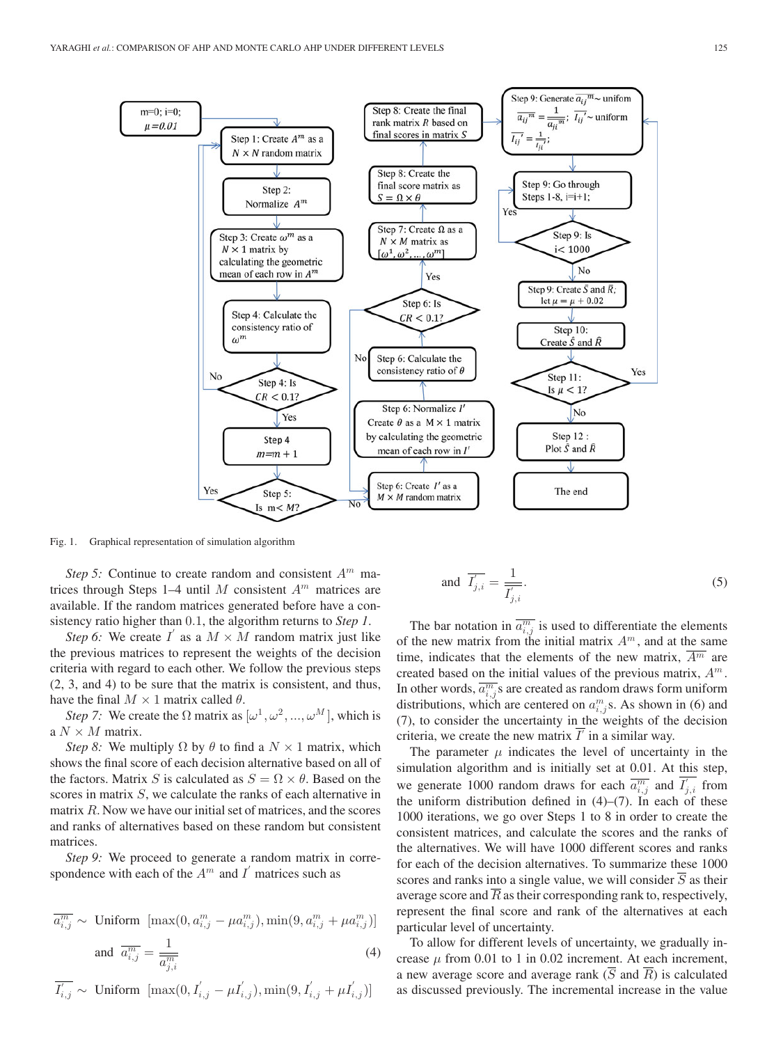Fig. 1. Graphical representation of simulation algorithm

*Step 5:* Continue to create random and consistent $A^m$ matrices through Steps 1–4 until $M$ consistent $A^m$ matrices are available. If the random matrices generated before have a consistency ratio higher than 0.1, the algorithm returns to *Step 1*.

*Step 6:* We create $I^{'}$ as a $M \times M$ random matrix just like the previous matrices to represent the weights of the decision criteria with regard to each other. We follow the previous steps (2, 3, and 4) to be sure that the matrix is consistent, and thus, have the final $M \times 1$ matrix called $\theta$.

*Step 7:* We create the $\Omega$ matrix as $[\omega^1, \omega^2, ..., \omega^M]$, which is a $N \times M$ matrix.

*Step 8:* We multiply $\Omega$ by $\theta$ to find a $N \times 1$ matrix, which shows the final score of each decision alternative based on all of the factors. Matrix $S$ is calculated as $S = \Omega \times \theta$. Based on the scores in matrix $S$, we calculate the ranks of each alternative in matrix $R$. Now we have our initial set of matrices, and the scores and ranks of alternatives based on these random but consistent matrices.

*Step 9:* We proceed to generate a random matrix in correspondence with each of the $A^m$ and $I^{'}$ matrices such as

$$\overline{a^m_{i,j}} \sim \text{ Uniform } [\max(0, a^m_{i,j} - \mu a^m_{i,j}), \min(9, a^m_{i,j} + \mu a^m_{i,j})]$$

$$\text{and } \overline{a^m_{i,j}} = \frac{1}{\overline{a^m_{j,i}}} \tag{4}$$

$$\overline{I^{'}_{i,j}} \sim \text{ Uniform } [\max(0, I^{'}_{i,j} - \mu I^{'}_{i,j}), \min(9, I^{'}_{i,j} + \mu I^{'}_{i,j})]$$

$$\text{and } \overline{I^{'}_{j,i}} = \frac{1}{\overline{I^{'}_{j,i}}}. \tag{5}$$

The bar notation in $\overline{a^m_{i,j}}$ is used to differentiate the elements of the new matrix from the initial matrix $A^m$, and at the same time, indicates that the elements of the new matrix, $\overline{A^m}$ are created based on the initial values of the previous matrix, $A^m$. In other words, $\overline{a^m_{i,j}}$s are created as random draws form uniform distributions, which are centered on $a^m_{i,j}$s. As shown in (6) and (7), to consider the uncertainty in the weights of the decision criteria, we create the new matrix $\overline{I^{'}}$ in a similar way.

The parameter $\mu$ indicates the level of uncertainty in the simulation algorithm and is initially set at 0.01. At this step, we generate 1000 random draws for each $\overline{a^m_{i,j}}$ and $\overline{I^{'}_{j,i}}$ from the uniform distribution defined in (4)–(7). In each of these 1000 iterations, we go over Steps 1 to 8 in order to create the consistent matrices, and calculate the scores and the ranks of the alternatives. We will have 1000 different scores and ranks for each of the decision alternatives. To summarize these 1000 scores and ranks into a single value, we will consider $\overline{S}$ as their average score and $\overline{R}$ as their corresponding rank to, respectively, represent the final score and rank of the alternatives at each particular level of uncertainty.

To allow for different levels of uncertainty, we gradually increase $\mu$ from 0.01 to 1 in 0.02 increment. At each increment, a new average score and average rank ($\overline{S}$ and $\overline{R}$) is calculated as discussed previously. The incremental increase in the value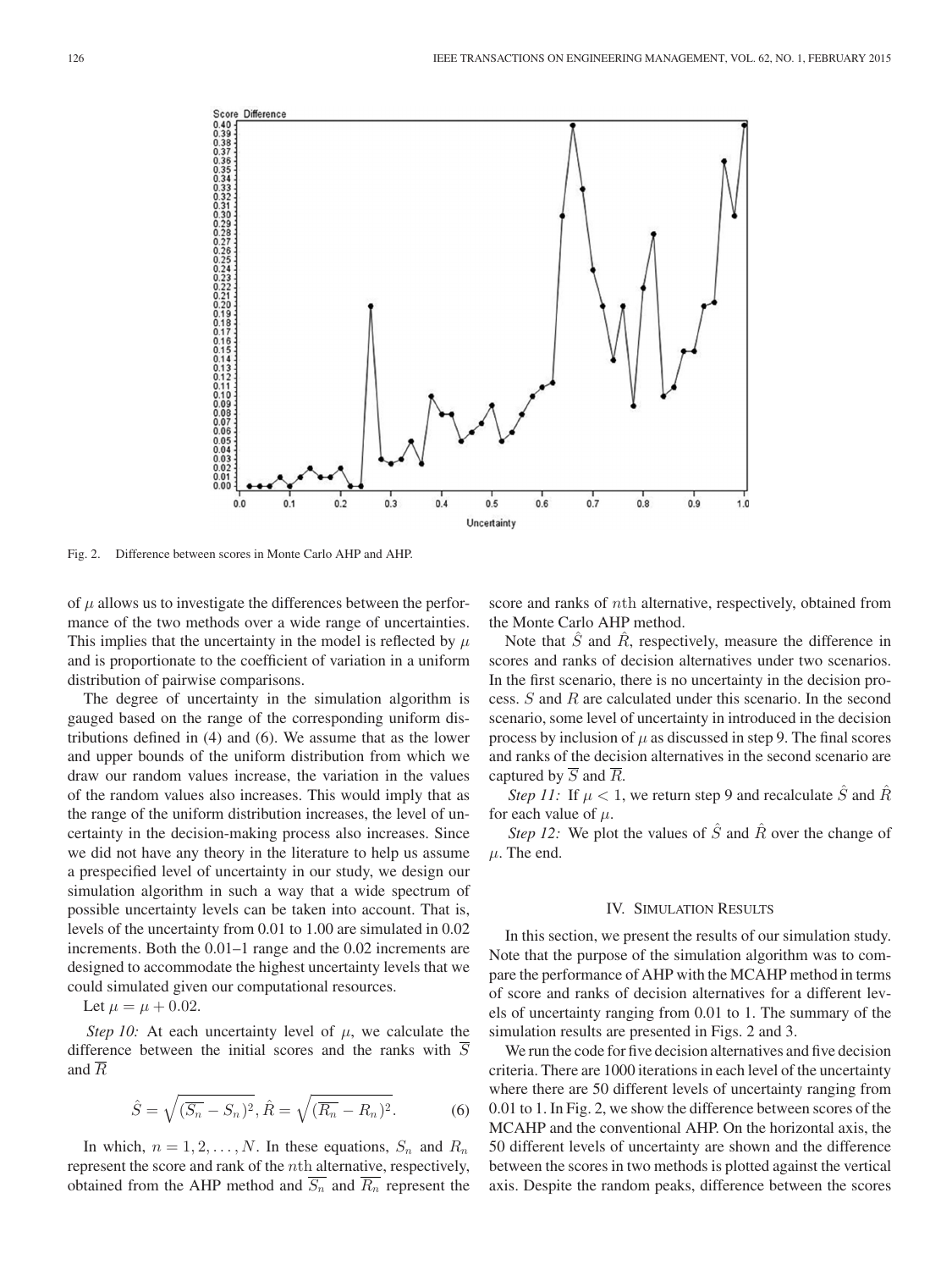Fig. 2. Difference between scores in Monte Carlo AHP and AHP.

of $\mu$ allows us to investigate the differences between the performance of the two methods over a wide range of uncertainties. This implies that the uncertainty in the model is reflected by $\mu$ and is proportionate to the coefficient of variation in a uniform distribution of pairwise comparisons.

The degree of uncertainty in the simulation algorithm is gauged based on the range of the corresponding uniform distributions defined in (4) and (6). We assume that as the lower and upper bounds of the uniform distribution from which we draw our random values increase, the variation in the values of the random values also increases. This would imply that as the range of the uniform distribution increases, the level of uncertainty in the decision-making process also increases. Since we did not have any theory in the literature to help us assume a prespecified level of uncertainty in our study, we design our simulation algorithm in such a way that a wide spectrum of possible uncertainty levels can be taken into account. That is, levels of the uncertainty from 0.01 to 1.00 are simulated in 0.02 increments. Both the 0.01–1 range and the 0.02 increments are designed to accommodate the highest uncertainty levels that we could simulated given our computational resources.

Let $\mu = \mu + 0.02$.

*Step 10:* At each uncertainty level of $\mu$, we calculate the difference between the initial scores and the ranks with $\overline{S}$ and $\overline{R}$

$$\hat{S} = \sqrt{(\overline{S_n} - S_n)^2}, \hat{R} = \sqrt{(\overline{R_n} - R_n)^2}. \quad (6)$$

In which, $n = 1, 2, \ldots, N$. In these equations, $S_n$ and $R_n$ represent the score and rank of the $n$th alternative, respectively, obtained from the AHP method and $\overline{S_n}$ and $\overline{R_n}$ represent the score and ranks of $n$th alternative, respectively, obtained from the Monte Carlo AHP method.

Note that $\hat{S}$ and $\hat{R}$, respectively, measure the difference in scores and ranks of decision alternatives under two scenarios. In the first scenario, there is no uncertainty in the decision process. $S$ and $R$ are calculated under this scenario. In the second scenario, some level of uncertainty in introduced in the decision process by inclusion of $\mu$ as discussed in step 9. The final scores and ranks of the decision alternatives in the second scenario are captured by $\overline{S}$ and $\overline{R}$.

*Step 11:* If $\mu < 1$, we return step 9 and recalculate $\hat{S}$ and $\hat{R}$ for each value of $\mu$.

*Step 12:* We plot the values of $\hat{S}$ and $\hat{R}$ over the change of $\mu$. The end.

## IV. Simulation Results

In this section, we present the results of our simulation study. Note that the purpose of the simulation algorithm was to compare the performance of AHP with the MCAHP method in terms of score and ranks of decision alternatives for a different levels of uncertainty ranging from 0.01 to 1. The summary of the simulation results are presented in Figs. 2 and 3.

We run the code for five decision alternatives and five decision criteria. There are 1000 iterations in each level of the uncertainty where there are 50 different levels of uncertainty ranging from 0.01 to 1. In Fig. 2, we show the difference between scores of the MCAHP and the conventional AHP. On the horizontal axis, the 50 different levels of uncertainty are shown and the difference between the scores in two methods is plotted against the vertical axis. Despite the random peaks, difference between the scores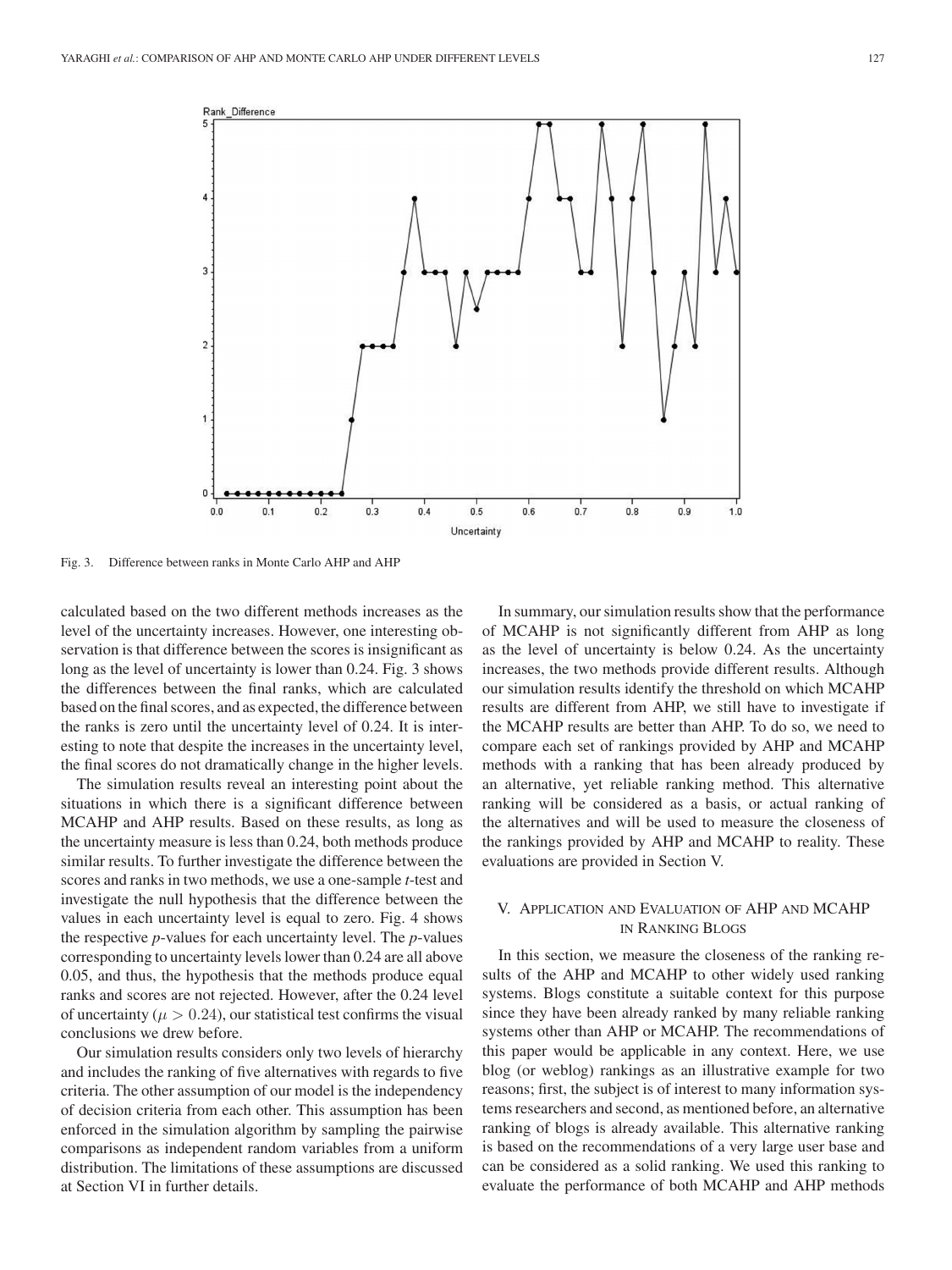Rank_Difference

5
4
3
2
1
0

0.0 0.1 0.2 0.3 0.4 0.5 0.6 0.7 0.8 0.9 1.0

Uncertainty

Fig. 3. Difference between ranks in Monte Carlo AHP and AHP

calculated based on the two different methods increases as the level of the uncertainty increases. However, one interesting observation is that difference between the scores is insignificant as long as the level of uncertainty is lower than 0.24. Fig. 3 shows the differences between the final ranks, which are calculated based on the final scores, and as expected, the difference between the ranks is zero until the uncertainty level of 0.24. It is interesting to note that despite the increases in the uncertainty level, the final scores do not dramatically change in the higher levels.

The simulation results reveal an interesting point about the situations in which there is a significant difference between MCAHP and AHP results. Based on these results, as long as the uncertainty measure is less than 0.24, both methods produce similar results. To further investigate the difference between the scores and ranks in two methods, we use a one-sample *t*-test and investigate the null hypothesis that the difference between the values in each uncertainty level is equal to zero. Fig. 4 shows the respective *p*-values for each uncertainty level. The *p*-values corresponding to uncertainty levels lower than 0.24 are all above 0.05, and thus, the hypothesis that the methods produce equal ranks and scores are not rejected. However, after the 0.24 level of uncertainty ($\mu > 0.24$), our statistical test confirms the visual conclusions we drew before.

Our simulation results considers only two levels of hierarchy and includes the ranking of five alternatives with regards to five criteria. The other assumption of our model is the independency of decision criteria from each other. This assumption has been enforced in the simulation algorithm by sampling the pairwise comparisons as independent random variables from a uniform distribution. The limitations of these assumptions are discussed at Section VI in further details.

In summary, our simulation results show that the performance of MCAHP is not significantly different from AHP as long as the level of uncertainty is below 0.24. As the uncertainty increases, the two methods provide different results. Although our simulation results identify the threshold on which MCAHP results are different from AHP, we still have to investigate if the MCAHP results are better than AHP. To do so, we need to compare each set of rankings provided by AHP and MCAHP methods with a ranking that has been already produced by an alternative, yet reliable ranking method. This alternative ranking will be considered as a basis, or actual ranking of the alternatives and will be used to measure the closeness of the rankings provided by AHP and MCAHP to reality. These evaluations are provided in Section V.

## V. Application and Evaluation of AHP and MCAHP in Ranking Blogs

In this section, we measure the closeness of the ranking results of the AHP and MCAHP to other widely used ranking systems. Blogs constitute a suitable context for this purpose since they have been already ranked by many reliable ranking systems other than AHP or MCAHP. The recommendations of this paper would be applicable in any context. Here, we use blog (or weblog) rankings as an illustrative example for two reasons; first, the subject is of interest to many information systems researchers and second, as mentioned before, an alternative ranking of blogs is already available. This alternative ranking is based on the recommendations of a very large user base and can be considered as a solid ranking. We used this ranking to evaluate the performance of both MCAHP and AHP methods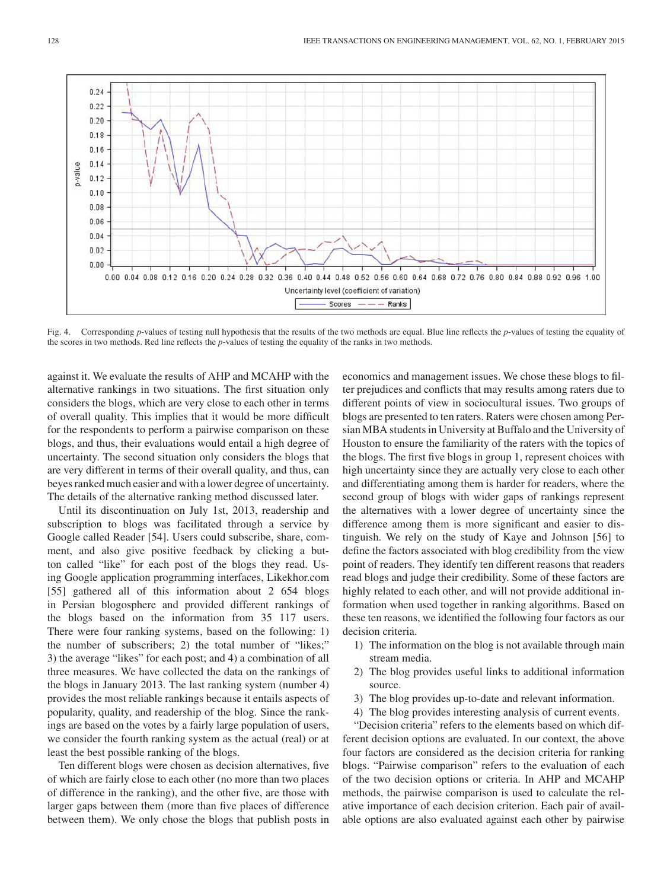Fig. 4. Corresponding *p*-values of testing null hypothesis that the results of the two methods are equal. Blue line reflects the *p*-values of testing the equality of the scores in two methods. Red line reflects the *p*-values of testing the equality of the ranks in two methods.

against it. We evaluate the results of AHP and MCAHP with the alternative rankings in two situations. The first situation only considers the blogs, which are very close to each other in terms of overall quality. This implies that it would be more difficult for the respondents to perform a pairwise comparison on these blogs, and thus, their evaluations would entail a high degree of uncertainty. The second situation only considers the blogs that are very different in terms of their overall quality, and thus, can beyes ranked much easier and with a lower degree of uncertainty. The details of the alternative ranking method discussed later.

Until its discontinuation on July 1st, 2013, readership and subscription to blogs was facilitated through a service by Google called Reader [54]. Users could subscribe, share, comment, and also give positive feedback by clicking a button called "like" for each post of the blogs they read. Using Google application programming interfaces, Likekhor.com [55] gathered all of this information about 2 654 blogs in Persian blogosphere and provided different rankings of the blogs based on the information from 35 117 users. There were four ranking systems, based on the following: 1) the number of subscribers; 2) the total number of "likes;" 3) the average "likes" for each post; and 4) a combination of all three measures. We have collected the data on the rankings of the blogs in January 2013. The last ranking system (number 4) provides the most reliable rankings because it entails aspects of popularity, quality, and readership of the blog. Since the rankings are based on the votes by a fairly large population of users, we consider the fourth ranking system as the actual (real) or at least the best possible ranking of the blogs.

Ten different blogs were chosen as decision alternatives, five of which are fairly close to each other (no more than two places of difference in the ranking), and the other five, are those with larger gaps between them (more than five places of difference between them). We only chose the blogs that publish posts in economics and management issues. We chose these blogs to filter prejudices and conflicts that may results among raters due to different points of view in sociocultural issues. Two groups of blogs are presented to ten raters. Raters were chosen among Persian MBA students in University at Buffalo and the University of Houston to ensure the familiarity of the raters with the topics of the blogs. The first five blogs in group 1, represent choices with high uncertainty since they are actually very close to each other and differentiating among them is harder for readers, where the second group of blogs with wider gaps of rankings represent the alternatives with a lower degree of uncertainty since the difference among them is more significant and easier to distinguish. We rely on the study of Kaye and Johnson [56] to define the factors associated with blog credibility from the view point of readers. They identify ten different reasons that readers read blogs and judge their credibility. Some of these factors are highly related to each other, and will not provide additional information when used together in ranking algorithms. Based on these ten reasons, we identified the following four factors as our decision criteria.

1) The information on the blog is not available through main stream media.
2) The blog provides useful links to additional information source.
3) The blog provides up-to-date and relevant information.
4) The blog provides interesting analysis of current events.

"Decision criteria" refers to the elements based on which different decision options are evaluated. In our context, the above four factors are considered as the decision criteria for ranking blogs. "Pairwise comparison" refers to the evaluation of each of the two decision options or criteria. In AHP and MCAHP methods, the pairwise comparison is used to calculate the relative importance of each decision criterion. Each pair of available options are also evaluated against each other by pairwise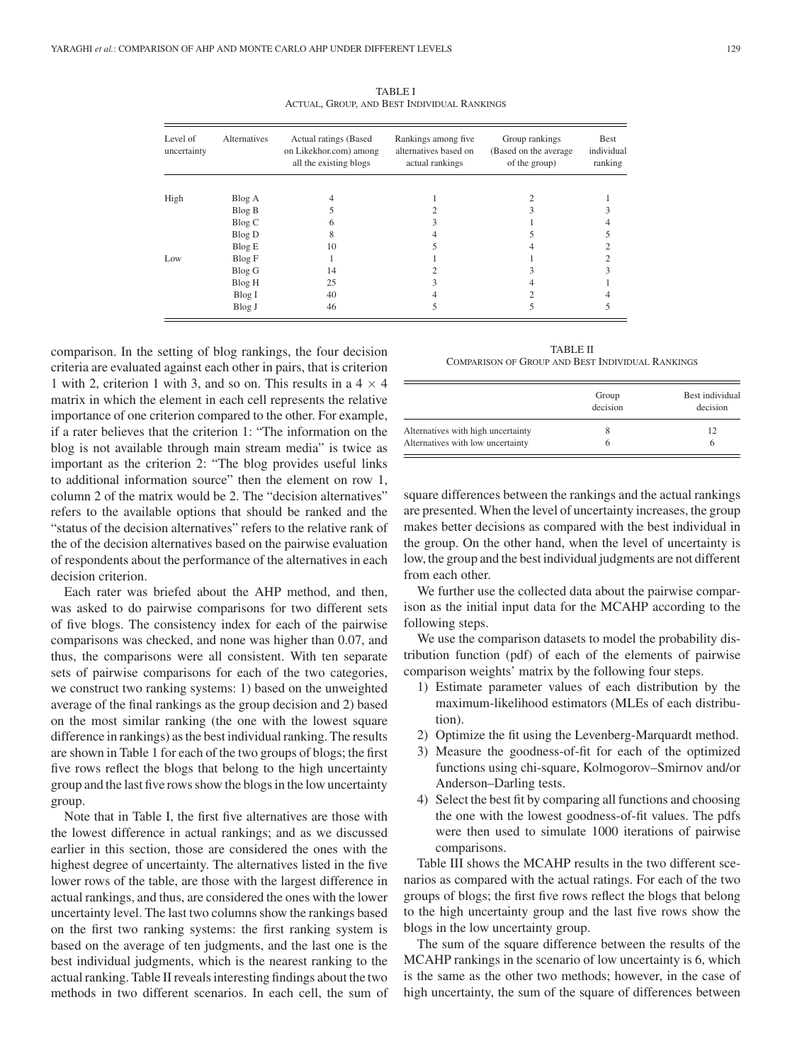TABLE I
ACTUAL, GROUP, AND BEST INDIVIDUAL RANKINGS

| Level of uncertainty | Alternatives | Actual ratings (Based on Likekhor.com) among all the existing blogs | Rankings among five alternatives based on actual rankings | Group rankings (Based on the average of the group) | Best individual ranking |
|---|---|---|---|---|---|
| High | Blog A | 4 | 1 | 2 | 1 |
| | Blog B | 5 | 2 | 3 | 3 |
| | Blog C | 6 | 3 | 1 | 4 |
| | Blog D | 8 | 4 | 5 | 5 |
| | Blog E | 10 | 5 | 4 | 2 |
| Low | Blog F | 1 | 1 | 1 | 2 |
| | Blog G | 14 | 2 | 3 | 3 |
| | Blog H | 25 | 3 | 4 | 1 |
| | Blog I | 40 | 4 | 2 | 4 |
| | Blog J | 46 | 5 | 5 | 5 |

comparison. In the setting of blog rankings, the four decision criteria are evaluated against each other in pairs, that is criterion 1 with 2, criterion 1 with 3, and so on. This results in a $4 \times 4$ matrix in which the element in each cell represents the relative importance of one criterion compared to the other. For example, if a rater believes that the criterion 1: "The information on the blog is not available through main stream media" is twice as important as the criterion 2: "The blog provides useful links to additional information source" then the element on row 1, column 2 of the matrix would be 2. The "decision alternatives" refers to the available options that should be ranked and the "status of the decision alternatives" refers to the relative rank of the of the decision alternatives based on the pairwise evaluation of respondents about the performance of the alternatives in each decision criterion.

Each rater was briefed about the AHP method, and then, was asked to do pairwise comparisons for two different sets of five blogs. The consistency index for each of the pairwise comparisons was checked, and none was higher than 0.07, and thus, the comparisons were all consistent. With ten separate sets of pairwise comparisons for each of the two categories, we construct two ranking systems: 1) based on the unweighted average of the final rankings as the group decision and 2) based on the most similar ranking (the one with the lowest square difference in rankings) as the best individual ranking. The results are shown in Table 1 for each of the two groups of blogs; the first five rows reflect the blogs that belong to the high uncertainty group and the last five rows show the blogs in the low uncertainty group.

Note that in Table I, the first five alternatives are those with the lowest difference in actual rankings; and as we discussed earlier in this section, those are considered the ones with the highest degree of uncertainty. The alternatives listed in the five lower rows of the table, are those with the largest difference in actual rankings, and thus, are considered the ones with the lower uncertainty level. The last two columns show the rankings based on the first two ranking systems: the first ranking system is based on the average of ten judgments, and the last one is the best individual judgments, which is the nearest ranking to the actual ranking. Table II reveals interesting findings about the two methods in two different scenarios. In each cell, the sum of square differences between the rankings and the actual rankings are presented. When the level of uncertainty increases, the group makes better decisions as compared with the best individual in the group. On the other hand, when the level of uncertainty is low, the group and the best individual judgments are not different from each other.

TABLE II
COMPARISON OF GROUP AND BEST INDIVIDUAL RANKINGS

| | Group decision | Best individual decision |
|---|---|---|
| Alternatives with high uncertainty | 8 | 12 |
| Alternatives with low uncertainty | 6 | 6 |

We further use the collected data about the pairwise comparison as the initial input data for the MCAHP according to the following steps.

We use the comparison datasets to model the probability distribution function (pdf) of each of the elements of pairwise comparison weights' matrix by the following four steps.

1) Estimate parameter values of each distribution by the maximum-likelihood estimators (MLEs of each distribution).
2) Optimize the fit using the Levenberg-Marquardt method.
3) Measure the goodness-of-fit for each of the optimized functions using chi-square, Kolmogorov–Smirnov and/or Anderson–Darling tests.
4) Select the best fit by comparing all functions and choosing the one with the lowest goodness-of-fit values. The pdfs were then used to simulate 1000 iterations of pairwise comparisons.

Table III shows the MCAHP results in the two different scenarios as compared with the actual ratings. For each of the two groups of blogs; the first five rows reflect the blogs that belong to the high uncertainty group and the last five rows show the blogs in the low uncertainty group.

The sum of the square difference between the results of the MCAHP rankings in the scenario of low uncertainty is 6, which is the same as the other two methods; however, in the case of high uncertainty, the sum of the square of differences between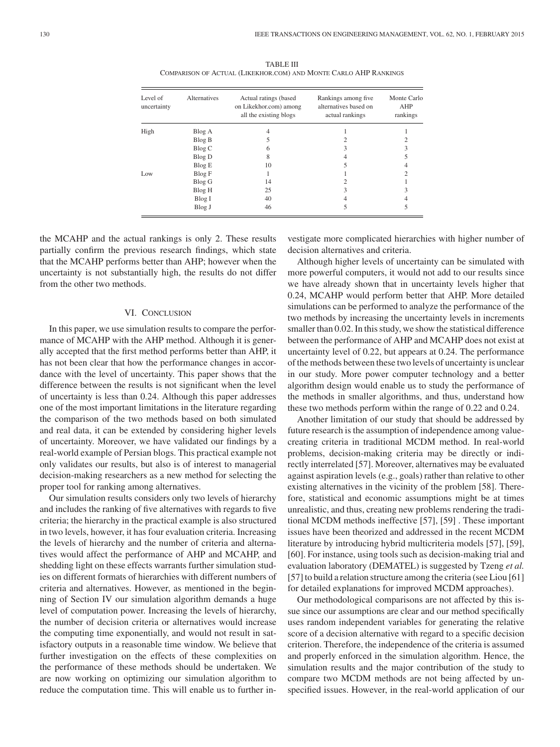TABLE III
COMPARISON OF ACTUAL (LIKEKHOR.COM) AND MONTE CARLO AHP RANKINGS

| Level of uncertainty | Alternatives | Actual ratings (based on Likekhor.com) among all the existing blogs | Rankings among five alternatives based on actual rankings | Monte Carlo AHP rankings |
|---|---|---|---|---|
| High | Blog A | 4 | 1 | 1 |
| | Blog B | 5 | 2 | 2 |
| | Blog C | 6 | 3 | 3 |
| | Blog D | 8 | 4 | 5 |
| | Blog E | 10 | 5 | 4 |
| Low | Blog F | 1 | 1 | 2 |
| | Blog G | 14 | 2 | 1 |
| | Blog H | 25 | 3 | 3 |
| | Blog I | 40 | 4 | 4 |
| | Blog J | 46 | 5 | 5 |

the MCAHP and the actual rankings is only 2. These results partially confirm the previous research findings, which state that the MCAHP performs better than AHP; however when the uncertainty is not substantially high, the results do not differ from the other two methods.

## VI. CONCLUSION

In this paper, we use simulation results to compare the performance of MCAHP with the AHP method. Although it is generally accepted that the first method performs better than AHP, it has not been clear that how the performance changes in accordance with the level of uncertainty. This paper shows that the difference between the results is not significant when the level of uncertainty is less than 0.24. Although this paper addresses one of the most important limitations in the literature regarding the comparison of the two methods based on both simulated and real data, it can be extended by considering higher levels of uncertainty. Moreover, we have validated our findings by a real-world example of Persian blogs. This practical example not only validates our results, but also is of interest to managerial decision-making researchers as a new method for selecting the proper tool for ranking among alternatives.

Our simulation results considers only two levels of hierarchy and includes the ranking of five alternatives with regards to five criteria; the hierarchy in the practical example is also structured in two levels, however, it has four evaluation criteria. Increasing the levels of hierarchy and the number of criteria and alternatives would affect the performance of AHP and MCAHP, and shedding light on these effects warrants further simulation studies on different formats of hierarchies with different numbers of criteria and alternatives. However, as mentioned in the beginning of Section IV our simulation algorithm demands a huge level of computation power. Increasing the levels of hierarchy, the number of decision criteria or alternatives would increase the computing time exponentially, and would not result in satisfactory outputs in a reasonable time window. We believe that further investigation on the effects of these complexities on the performance of these methods should be undertaken. We are now working on optimizing our simulation algorithm to reduce the computation time. This will enable us to further investigate more complicated hierarchies with higher number of decision alternatives and criteria.

Although higher levels of uncertainty can be simulated with more powerful computers, it would not add to our results since we have already shown that in uncertainty levels higher that 0.24, MCAHP would perform better that AHP. More detailed simulations can be performed to analyze the performance of the two methods by increasing the uncertainty levels in increments smaller than 0.02. In this study, we show the statistical difference between the performance of AHP and MCAHP does not exist at uncertainty level of 0.22, but appears at 0.24. The performance of the methods between these two levels of uncertainty is unclear in our study. More power computer technology and a better algorithm design would enable us to study the performance of the methods in smaller algorithms, and thus, understand how these two methods perform within the range of 0.22 and 0.24.

Another limitation of our study that should be addressed by future research is the assumption of independence among value-creating criteria in traditional MCDM method. In real-world problems, decision-making criteria may be directly or indirectly interrelated [57]. Moreover, alternatives may be evaluated against aspiration levels (e.g., goals) rather than relative to other existing alternatives in the vicinity of the problem [58]. Therefore, statistical and economic assumptions might be at times unrealistic, and thus, creating new problems rendering the traditional MCDM methods ineffective [57], [59] . These important issues have been theorized and addressed in the recent MCDM literature by introducing hybrid multicriteria models [57], [59], [60]. For instance, using tools such as decision-making trial and evaluation laboratory (DEMATEL) is suggested by Tzeng *et al.* [57] to build a relation structure among the criteria (see Liou [61] for detailed explanations for improved MCDM approaches).

Our methodological comparisons are not affected by this issue since our assumptions are clear and our method specifically uses random independent variables for generating the relative score of a decision alternative with regard to a specific decision criterion. Therefore, the independence of the criteria is assumed and properly enforced in the simulation algorithm. Hence, the simulation results and the major contribution of the study to compare two MCDM methods are not being affected by unspecified issues. However, in the real-world application of our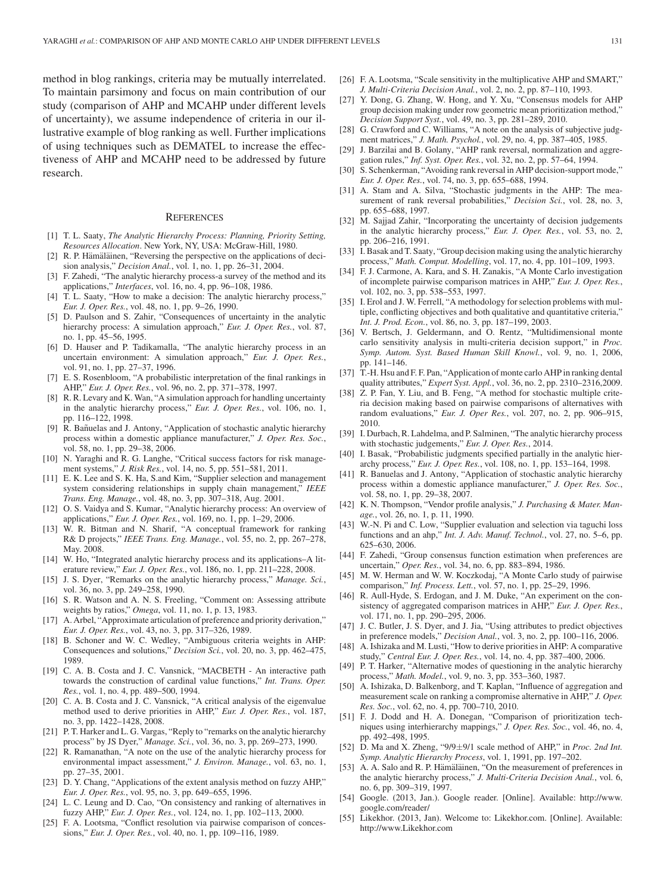method in blog rankings, criteria may be mutually interrelated. To maintain parsimony and focus on main contribution of our study (comparison of AHP and MCAHP under different levels of uncertainty), we assume independence of criteria in our illustrative example of blog ranking as well. Further implications of using techniques such as DEMATEL to increase the effectiveness of AHP and MCAHP need to be addressed by future research.

## References

[1] T. L. Saaty, *The Analytic Hierarchy Process: Planning, Priority Setting, Resources Allocation*. New York, NY, USA: McGraw-Hill, 1980.

[2] R. P. Hämäläinen, "Reversing the perspective on the applications of decision analysis," *Decision Anal.*, vol. 1, no. 1, pp. 26–31, 2004.

[3] F. Zahedi, "The analytic hierarchy process-a survey of the method and its applications," *Interfaces*, vol. 16, no. 4, pp. 96–108, 1986.

[4] T. L. Saaty, "How to make a decision: The analytic hierarchy process," *Eur. J. Oper. Res.*, vol. 48, no. 1, pp. 9–26, 1990.

[5] D. Paulson and S. Zahir, "Consequences of uncertainty in the analytic hierarchy process: A simulation approach," *Eur. J. Oper. Res.*, vol. 87, no. 1, pp. 45–56, 1995.

[6] D. Hauser and P. Tadikamalla, "The analytic hierarchy process in an uncertain environment: A simulation approach," *Eur. J. Oper. Res.*, vol. 91, no. 1, pp. 27–37, 1996.

[7] E. S. Rosenbloom, "A probabilistic interpretation of the final rankings in AHP," *Eur. J. Oper. Res.*, vol. 96, no. 2, pp. 371–378, 1997.

[8] R. R. Levary and K. Wan, "A simulation approach for handling uncertainty in the analytic hierarchy process," *Eur. J. Oper. Res.*, vol. 106, no. 1, pp. 116–122, 1998.

[9] R. Bañuelas and J. Antony, "Application of stochastic analytic hierarchy process within a domestic appliance manufacturer," *J. Oper. Res. Soc.*, vol. 58, no. 1, pp. 29–38, 2006.

[10] N. Yaraghi and R. G. Langhe, "Critical success factors for risk management systems," *J. Risk Res.*, vol. 14, no. 5, pp. 551–581, 2011.

[11] E. K. Lee and S. K. Ha, S.and Kim, "Supplier selection and management system considering relationships in supply chain management," *IEEE Trans. Eng. Manage.*, vol. 48, no. 3, pp. 307–318, Aug. 2001.

[12] O. S. Vaidya and S. Kumar, "Analytic hierarchy process: An overview of applications," *Eur. J. Oper. Res.*, vol. 169, no. 1, pp. 1–29, 2006.

[13] W. R. Bitman and N. Sharif, "A conceptual framework for ranking R& D projects," *IEEE Trans. Eng. Manage.*, vol. 55, no. 2, pp. 267–278, May. 2008.

[14] W. Ho, "Integrated analytic hierarchy process and its applications–A literature review," *Eur. J. Oper. Res.*, vol. 186, no. 1, pp. 211–228, 2008.

[15] J. S. Dyer, "Remarks on the analytic hierarchy process," *Manage. Sci.*, vol. 36, no. 3, pp. 249–258, 1990.

[16] S. R. Watson and A. N. S. Freeling, "Comment on: Assessing attribute weights by ratios," *Omega*, vol. 11, no. 1, p. 13, 1983.

[17] A. Arbel, "Approximate articulation of preference and priority derivation," *Eur. J. Oper. Res.*, vol. 43, no. 3, pp. 317–326, 1989.

[18] B. Schoner and W. C. Wedley, "Ambiguous criteria weights in AHP: Consequences and solutions," *Decision Sci.*, vol. 20, no. 3, pp. 462–475, 1989.

[19] C. A. B. Costa and J. C. Vansnick, "MACBETH - An interactive path towards the construction of cardinal value functions," *Int. Trans. Oper. Res.*, vol. 1, no. 4, pp. 489–500, 1994.

[20] C. A. B. Costa and J. C. Vansnick, "A critical analysis of the eigenvalue method used to derive priorities in AHP," *Eur. J. Oper. Res.*, vol. 187, no. 3, pp. 1422–1428, 2008.

[21] P. T. Harker and L. G. Vargas, "Reply to "remarks on the analytic hierarchy process" by JS Dyer," *Manage. Sci.*, vol. 36, no. 3, pp. 269–273, 1990.

[22] R. Ramanathan, "A note on the use of the analytic hierarchy process for environmental impact assessment," *J. Environ. Manage.*, vol. 63, no. 1, pp. 27–35, 2001.

[23] D. Y. Chang, "Applications of the extent analysis method on fuzzy AHP," *Eur. J. Oper. Res.*, vol. 95, no. 3, pp. 649–655, 1996.

[24] L. C. Leung and D. Cao, "On consistency and ranking of alternatives in fuzzy AHP," *Eur. J. Oper. Res.*, vol. 124, no. 1, pp. 102–113, 2000.

[25] F. A. Lootsma, "Conflict resolution via pairwise comparison of concessions," *Eur. J. Oper. Res.*, vol. 40, no. 1, pp. 109–116, 1989.

[26] F. A. Lootsma, "Scale sensitivity in the multiplicative AHP and SMART," *J. Multi-Criteria Decision Anal.*, vol. 2, no. 2, pp. 87–110, 1993.

[27] Y. Dong, G. Zhang, W. Hong, and Y. Xu, "Consensus models for AHP group decision making under row geometric mean prioritization method," *Decision Support Syst.*, vol. 49, no. 3, pp. 281–289, 2010.

[28] G. Crawford and C. Williams, "A note on the analysis of subjective judgment matrices," *J. Math. Psychol.*, vol. 29, no. 4, pp. 387–405, 1985.

[29] J. Barzilai and B. Golany, "AHP rank reversal, normalization and aggregation rules," *Inf. Syst. Oper. Res.*, vol. 32, no. 2, pp. 57–64, 1994.

[30] S. Schenkerman, "Avoiding rank reversal in AHP decision-support mode," *Eur. J. Oper. Res.*, vol. 74, no. 3, pp. 655–688, 1994.

[31] A. Stam and A. Silva, "Stochastic judgments in the AHP: The measurement of rank reversal probabilities," *Decision Sci.*, vol. 28, no. 3, pp. 655–688, 1997.

[32] M. Sajjad Zahir, "Incorporating the uncertainty of decision judgements in the analytic hierarchy process," *Eur. J. Oper. Res.*, vol. 53, no. 2, pp. 206–216, 1991.

[33] I. Basak and T. Saaty, "Group decision making using the analytic hierarchy process," *Math. Comput. Modelling*, vol. 17, no. 4, pp. 101–109, 1993.

[34] F. J. Carmone, A. Kara, and S. H. Zanakis, "A Monte Carlo investigation of incomplete pairwise comparison matrices in AHP," *Eur. J. Oper. Res.*, vol. 102, no. 3, pp. 538–553, 1997.

[35] I. Erol and J. W. Ferrell, "A methodology for selection problems with multiple, conflicting objectives and both qualitative and quantitative criteria," *Int. J. Prod. Econ.*, vol. 86, no. 3, pp. 187–199, 2003.

[36] V. Bertsch, J. Geldermann, and O. Rentz, "Multidimensional monte carlo sensitivity analysis in multi-criteria decision support," in *Proc. Symp. Autom. Syst. Based Human Skill Knowl.*, vol. 9, no. 1, 2006, pp. 141–146.

[37] T.-H. Hsu and F. F. Pan, "Application of monte carlo AHP in ranking dental quality attributes," *Expert Syst. Appl.*, vol. 36, no. 2, pp. 2310–2316,2009.

[38] Z. P. Fan, Y. Liu, and B. Feng, "A method for stochastic multiple criteria decision making based on pairwise comparisons of alternatives with random evaluations," *Eur. J. Oper Res.*, vol. 207, no. 2, pp. 906–915, 2010.

[39] I. Durbach, R. Lahdelma, and P. Salminen, "The analytic hierarchy process with stochastic judgements," *Eur. J. Oper. Res.*, 2014.

[40] I. Basak, "Probabilistic judgments specified partially in the analytic hierarchy process," *Eur. J. Oper. Res.*, vol. 108, no. 1, pp. 153–164, 1998.

[41] R. Banuelas and J. Antony, "Application of stochastic analytic hierarchy process within a domestic appliance manufacturer," *J. Oper. Res. Soc.*, vol. 58, no. 1, pp. 29–38, 2007.

[42] K. N. Thompson, "Vendor profile analysis," *J. Purchasing & Mater. Manage.*, vol. 26, no. 1, p. 11, 1990.

[43] W.-N. Pi and C. Low, "Supplier evaluation and selection via taguchi loss functions and an ahp," *Int. J. Adv. Manuf. Technol.*, vol. 27, no. 5–6, pp. 625–630, 2006.

[44] F. Zahedi, "Group consensus function estimation when preferences are uncertain," *Oper. Res.*, vol. 34, no. 6, pp. 883–894, 1986.

[45] M. W. Herman and W. W. Koczkodaj, "A Monte Carlo study of pairwise comparison," *Inf. Process. Lett.*, vol. 57, no. 1, pp. 25–29, 1996.

[46] R. Aull-Hyde, S. Erdogan, and J. M. Duke, "An experiment on the consistency of aggregated comparison matrices in AHP," *Eur. J. Oper. Res.*, vol. 171, no. 1, pp. 290–295, 2006.

[47] J. C. Butler, J. S. Dyer, and J. Jia, "Using attributes to predict objectives in preference models," *Decision Anal.*, vol. 3, no. 2, pp. 100–116, 2006.

[48] A. Ishizaka and M. Lusti, "How to derive priorities in AHP: A comparative study," *Central Eur. J. Oper. Res.*, vol. 14, no. 4, pp. 387–400, 2006.

[49] P. T. Harker, "Alternative modes of questioning in the analytic hierarchy process," *Math. Model.*, vol. 9, no. 3, pp. 353–360, 1987.

[50] A. Ishizaka, D. Balkenborg, and T. Kaplan, "Influence of aggregation and measurement scale on ranking a compromise alternative in AHP," *J. Oper. Res. Soc.*, vol. 62, no. 4, pp. 700–710, 2010.

[51] F. J. Dodd and H. A. Donegan, "Comparison of prioritization techniques using interhierarchy mappings," *J. Oper. Res. Soc.*, vol. 46, no. 4, pp. 492–498, 1995.

[52] D. Ma and X. Zheng, "9/9±9/1 scale method of AHP," in *Proc. 2nd Int. Symp. Analytic Hierarchy Process*, vol. 1, 1991, pp. 197–202.

[53] A. A. Salo and R. P. Hämäläinen, "On the measurement of preferences in the analytic hierarchy process," *J. Multi-Criteria Decision Anal.*, vol. 6, no. 6, pp. 309–319, 1997.

[54] Google. (2013, Jan.). Google reader. [Online]. Available: http://www.google.com/reader/

[55] Likekhor. (2013, Jan). Welcome to: Likekhor.com. [Online]. Available: http://www.Likekhor.com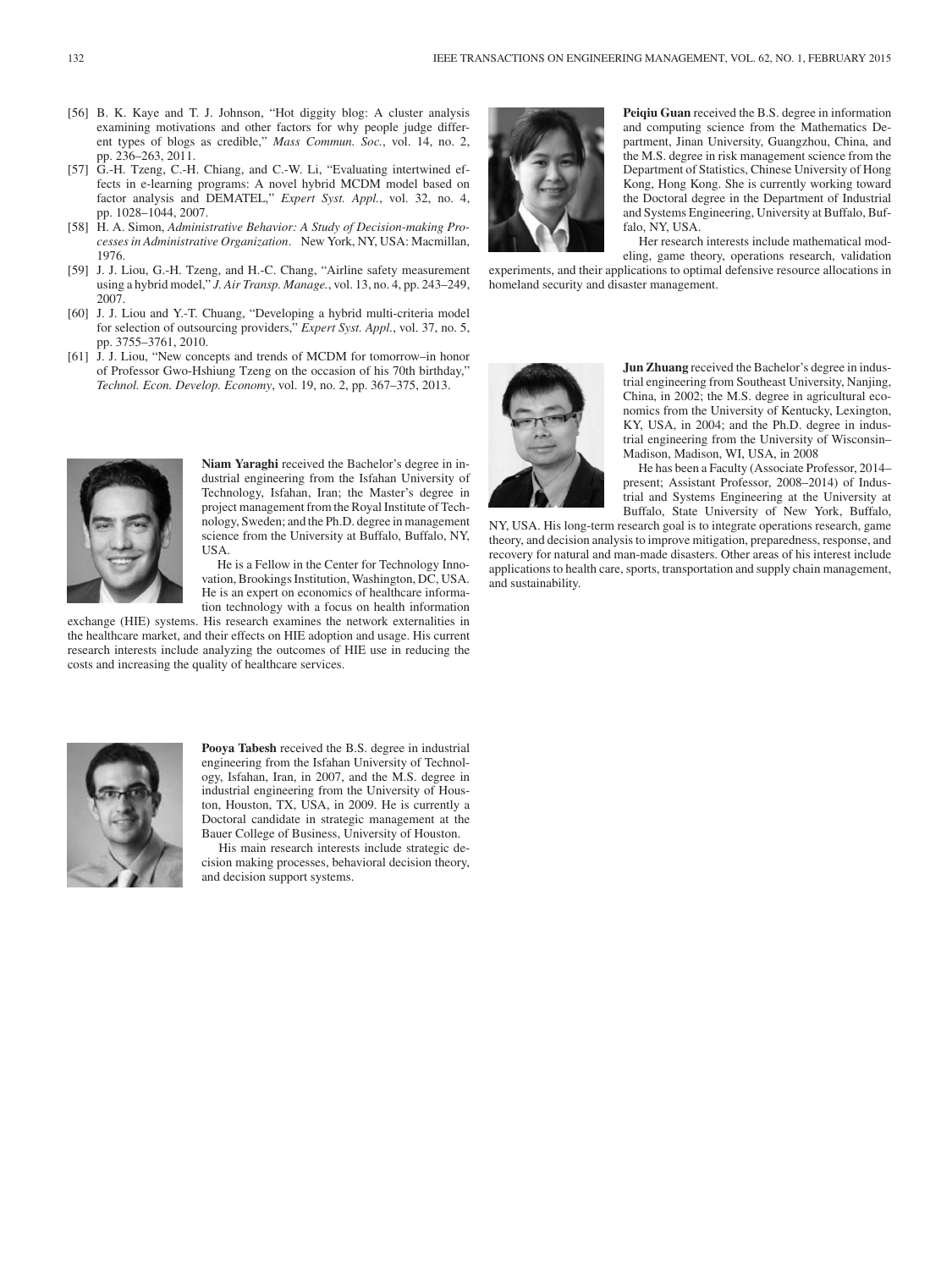[56] B. K. Kaye and T. J. Johnson, "Hot diggity blog: A cluster analysis examining motivations and other factors for why people judge different types of blogs as credible," *Mass Commun. Soc.*, vol. 14, no. 2, pp. 236–263, 2011.

[57] G.-H. Tzeng, C.-H. Chiang, and C.-W. Li, "Evaluating intertwined effects in e-learning programs: A novel hybrid MCDM model based on factor analysis and DEMATEL," *Expert Syst. Appl.*, vol. 32, no. 4, pp. 1028–1044, 2007.

[58] H. A. Simon, *Administrative Behavior: A Study of Decision-making Processes in Administrative Organization*. New York, NY, USA: Macmillan, 1976.

[59] J. J. Liou, G.-H. Tzeng, and H.-C. Chang, "Airline safety measurement using a hybrid model," *J. Air Transp. Manage.*, vol. 13, no. 4, pp. 243–249, 2007.

[60] J. J. Liou and Y.-T. Chuang, "Developing a hybrid multi-criteria model for selection of outsourcing providers," *Expert Syst. Appl.*, vol. 37, no. 5, pp. 3755–3761, 2010.

[61] J. J. Liou, "New concepts and trends of MCDM for tomorrow–in honor of Professor Gwo-Hshiung Tzeng on the occasion of his 70th birthday," *Technol. Econ. Develop. Economy*, vol. 19, no. 2, pp. 367–375, 2013.

**Niam Yaraghi** received the Bachelor's degree in industrial engineering from the Isfahan University of Technology, Isfahan, Iran; the Master's degree in project management from the Royal Institute of Technology, Sweden; and the Ph.D. degree in management science from the University at Buffalo, Buffalo, NY, USA.

He is a Fellow in the Center for Technology Innovation, Brookings Institution, Washington, DC, USA. He is an expert on economics of healthcare information technology with a focus on health information exchange (HIE) systems. His research examines the network externalities in the healthcare market, and their effects on HIE adoption and usage. His current research interests include analyzing the outcomes of HIE use in reducing the costs and increasing the quality of healthcare services.

**Pooya Tabesh** received the B.S. degree in industrial engineering from the Isfahan University of Technology, Isfahan, Iran, in 2007, and the M.S. degree in industrial engineering from the University of Houston, Houston, TX, USA, in 2009. He is currently a Doctoral candidate in strategic management at the Bauer College of Business, University of Houston.

His main research interests include strategic decision making processes, behavioral decision theory, and decision support systems.

**Peiqiu Guan** received the B.S. degree in information and computing science from the Mathematics Department, Jinan University, Guangzhou, China, and the M.S. degree in risk management science from the Department of Statistics, Chinese University of Hong Kong, Hong Kong. She is currently working toward the Doctoral degree in the Department of Industrial and Systems Engineering, University at Buffalo, Buffalo, NY, USA.

Her research interests include mathematical modeling, game theory, operations research, validation experiments, and their applications to optimal defensive resource allocations in homeland security and disaster management.

**Jun Zhuang** received the Bachelor's degree in industrial engineering from Southeast University, Nanjing, China, in 2002; the M.S. degree in agricultural economics from the University of Kentucky, Lexington, KY, USA, in 2004; and the Ph.D. degree in industrial engineering from the University of Wisconsin–Madison, Madison, WI, USA, in 2008

He has been a Faculty (Associate Professor, 2014–present; Assistant Professor, 2008–2014) of Industrial and Systems Engineering at the University at Buffalo, State University of New York, Buffalo, NY, USA. His long-term research goal is to integrate operations research, game theory, and decision analysis to improve mitigation, preparedness, response, and recovery for natural and man-made disasters. Other areas of his interest include applications to health care, sports, transportation and supply chain management, and sustainability.